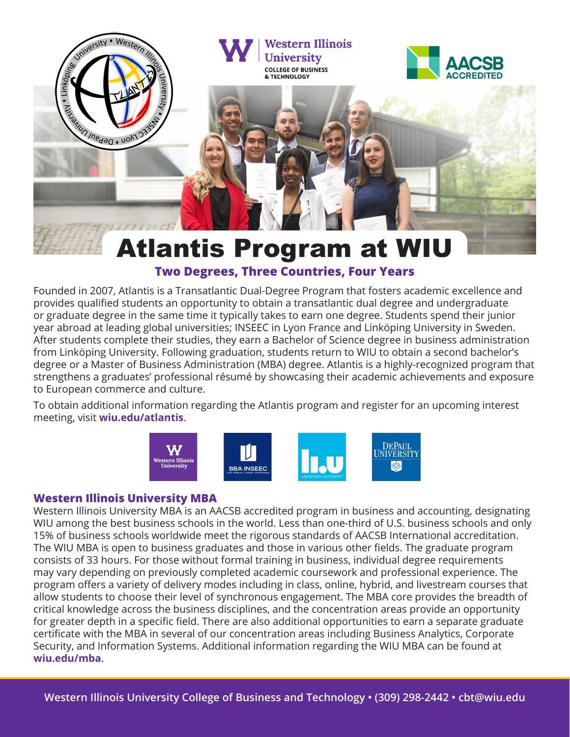# Atlantis Program at WIU

**Two Degrees, Three Countries, Four Years**

Founded in 2007, Atlantis is a Transatlantic Dual-Degree Program that fosters academic excellence and provides qualified students an opportunity to obtain a transatlantic dual degree and undergraduate or graduate degree in the same time it typically takes to earn one degree. Students spend their junior year abroad at leading global universities; INSEEC in Lyon France and Linköping University in Sweden. After students complete their studies, they earn a Bachelor of Science degree in business administration from Linköping University. Following graduation, students return to WIU to obtain a second bachelor's degree or a Master of Business Administration (MBA) degree. Atlantis is a highly-recognized program that strengthens a graduates' professional résumé by showcasing their academic achievements and exposure to European commerce and culture.

To obtain additional information regarding the Atlantis program and register for an upcoming interest meeting, visit **wiu.edu/atlantis**.

## Western Illinois University MBA

Western Illinois University MBA is an AACSB accredited program in business and accounting, designating WIU among the best business schools in the world. Less than one-third of U.S. business schools and only 15% of business schools worldwide meet the rigorous standards of AACSB International accreditation. The WIU MBA is open to business graduates and those in various other fields. The graduate program consists of 33 hours. For those without formal training in business, individual degree requirements may vary depending on previously completed academic coursework and professional experience. The program offers a variety of delivery modes including in class, online, hybrid, and livestream courses that allow students to choose their level of synchronous engagement. The MBA core provides the breadth of critical knowledge across the business disciplines, and the concentration areas provide an opportunity for greater depth in a specific field. There are also additional opportunities to earn a separate graduate certificate with the MBA in several of our concentration areas including Business Analytics, Corporate Security, and Information Systems. Additional information regarding the WIU MBA can be found at **wiu.edu/mba**.

Western Illinois University College of Business and Technology • (309) 298-2442 • cbt@wiu.edu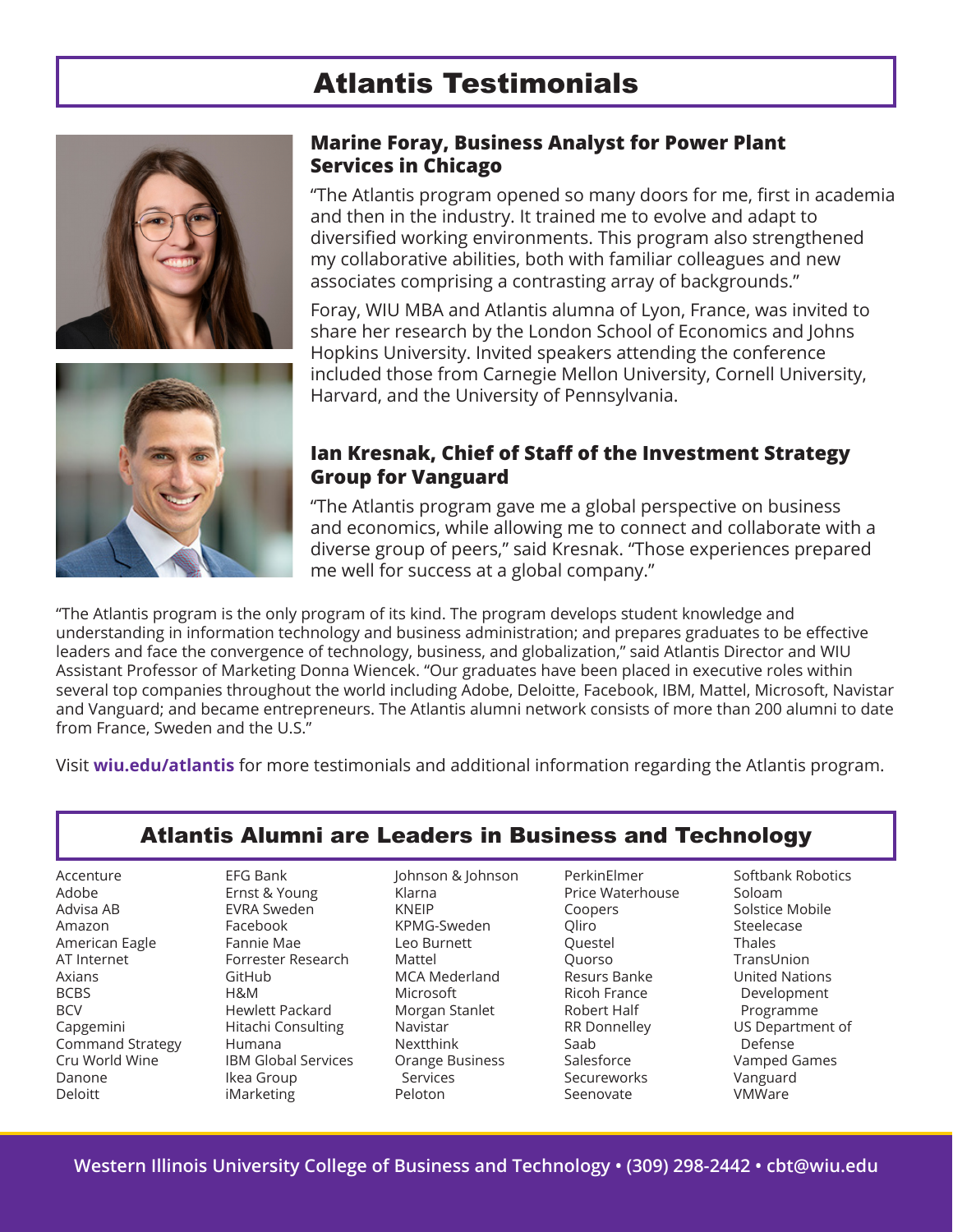# Atlantis Testimonials

### Marine Foray, Business Analyst for Power Plant Services in Chicago

"The Atlantis program opened so many doors for me, first in academia and then in the industry. It trained me to evolve and adapt to diversified working environments. This program also strengthened my collaborative abilities, both with familiar colleagues and new associates comprising a contrasting array of backgrounds."

Foray, WIU MBA and Atlantis alumna of Lyon, France, was invited to share her research by the London School of Economics and Johns Hopkins University. Invited speakers attending the conference included those from Carnegie Mellon University, Cornell University, Harvard, and the University of Pennsylvania.

### Ian Kresnak, Chief of Staff of the Investment Strategy Group for Vanguard

"The Atlantis program gave me a global perspective on business and economics, while allowing me to connect and collaborate with a diverse group of peers," said Kresnak. "Those experiences prepared me well for success at a global company."

"The Atlantis program is the only program of its kind. The program develops student knowledge and understanding in information technology and business administration; and prepares graduates to be effective leaders and face the convergence of technology, business, and globalization," said Atlantis Director and WIU Assistant Professor of Marketing Donna Wiencek. "Our graduates have been placed in executive roles within several top companies throughout the world including Adobe, Deloitte, Facebook, IBM, Mattel, Microsoft, Navistar and Vanguard; and became entrepreneurs. The Atlantis alumni network consists of more than 200 alumni to date from France, Sweden and the U.S."

Visit **wiu.edu/atlantis** for more testimonials and additional information regarding the Atlantis program.

## Atlantis Alumni are Leaders in Business and Technology

Accenture
Adobe
Advisa AB
Amazon
American Eagle
AT Internet
Axians
BCBS
BCV
Capgemini
Command Strategy
Cru World Wine
Danone
Deloitte
EFG Bank
Ernst & Young
EVRA Sweden
Facebook
Fannie Mae
Forrester Research
GitHub
H&M
Hewlett Packard
Hitachi Consulting
Humana
IBM Global Services
Ikea Group
iMarketing
Johnson & Johnson
Klarna
KNEIP
KPMG-Sweden
Leo Burnett
Mattel
MCA Mederland
Microsoft
Morgan Stanlet
Navistar
Nextthink
Orange Business Services
Peloton
PerkinElmer
Price Waterhouse Coopers
Qliro
Questel
Quorso
Resurs Banke
Ricoh France
Robert Half
RR Donnelley
Saab
Salesforce
Secureworks
Seenovate
Softbank Robotics
Soloam
Solstice Mobile
Steelecase
Thales
TransUnion
United Nations Development Programme
US Department of Defense
Vamped Games
Vanguard
VMWare

Western Illinois University College of Business and Technology • (309) 298-2442 • cbt@wiu.edu